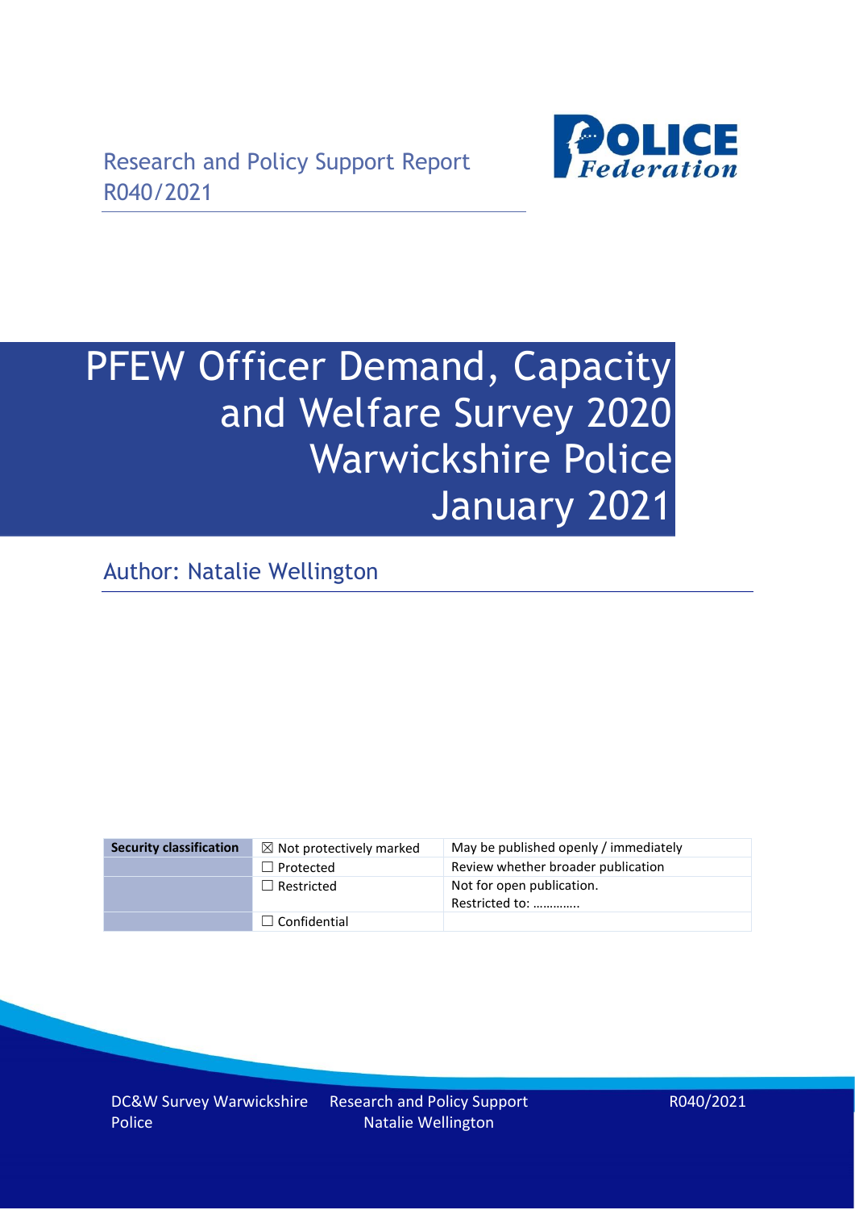Research and Policy Support Report
R040/2021

# PFEW Officer Demand, Capacity and Welfare Survey 2020 Warwickshire Police January 2021

Author: Natalie Wellington

| Security classification | ☒ Not protectively marked | May be published openly / immediately |
|---|---|---|
| | ☐ Protected | Review whether broader publication |
| | ☐ Restricted | Not for open publication. Restricted to: …………. |
| | ☐ Confidential | |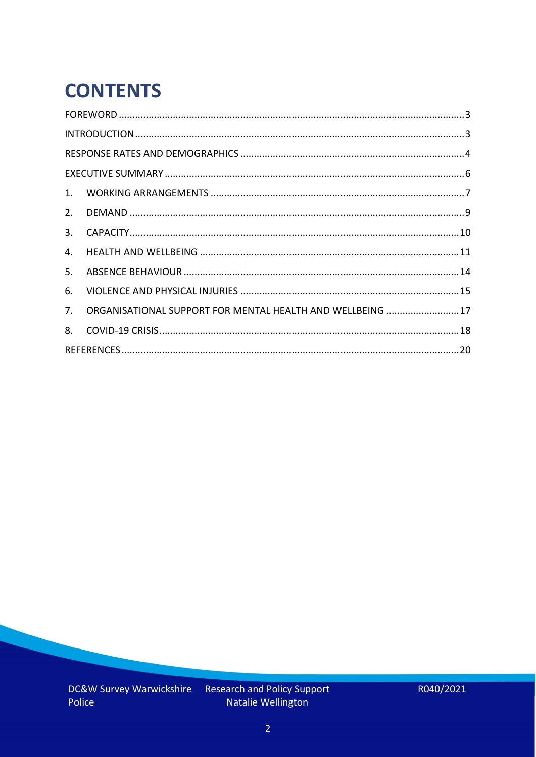# CONTENTS

FOREWORD .......... 3

INTRODUCTION .......... 3

RESPONSE RATES AND DEMOGRAPHICS .......... 4

EXECUTIVE SUMMARY .......... 6

1. WORKING ARRANGEMENTS .......... 7
2. DEMAND .......... 9
3. CAPACITY .......... 10
4. HEALTH AND WELLBEING .......... 11
5. ABSENCE BEHAVIOUR .......... 14
6. VIOLENCE AND PHYSICAL INJURIES .......... 15
7. ORGANISATIONAL SUPPORT FOR MENTAL HEALTH AND WELLBEING .......... 17
8. COVID-19 CRISIS .......... 18

REFERENCES .......... 20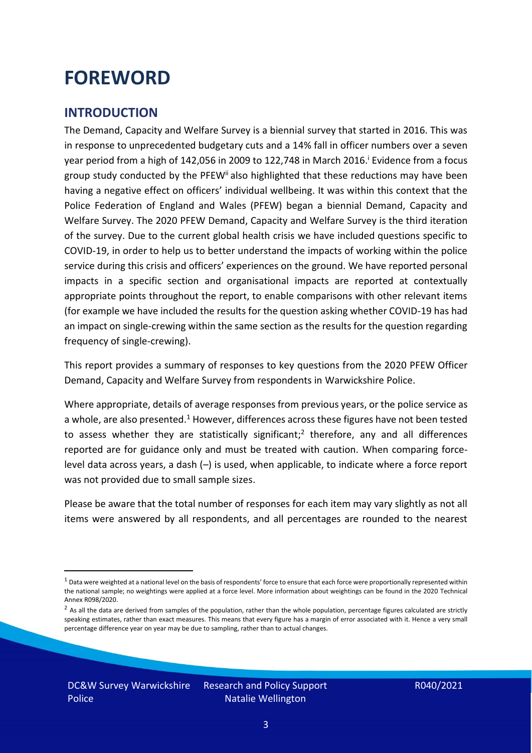# FOREWORD

## INTRODUCTION

The Demand, Capacity and Welfare Survey is a biennial survey that started in 2016. This was in response to unprecedented budgetary cuts and a 14% fall in officer numbers over a seven year period from a high of 142,056 in 2009 to 122,748 in March 2016.[i] Evidence from a focus group study conducted by the PFEW[ii] also highlighted that these reductions may have been having a negative effect on officers' individual wellbeing. It was within this context that the Police Federation of England and Wales (PFEW) began a biennial Demand, Capacity and Welfare Survey. The 2020 PFEW Demand, Capacity and Welfare Survey is the third iteration of the survey. Due to the current global health crisis we have included questions specific to COVID-19, in order to help us to better understand the impacts of working within the police service during this crisis and officers' experiences on the ground. We have reported personal impacts in a specific section and organisational impacts are reported at contextually appropriate points throughout the report, to enable comparisons with other relevant items (for example we have included the results for the question asking whether COVID-19 has had an impact on single-crewing within the same section as the results for the question regarding frequency of single-crewing).

This report provides a summary of responses to key questions from the 2020 PFEW Officer Demand, Capacity and Welfare Survey from respondents in Warwickshire Police.

Where appropriate, details of average responses from previous years, or the police service as a whole, are also presented.[1] However, differences across these figures have not been tested to assess whether they are statistically significant;[2] therefore, any and all differences reported are for guidance only and must be treated with caution. When comparing force-level data across years, a dash (–) is used, when applicable, to indicate where a force report was not provided due to small sample sizes.

Please be aware that the total number of responses for each item may vary slightly as not all items were answered by all respondents, and all percentages are rounded to the nearest

[1] Data were weighted at a national level on the basis of respondents' force to ensure that each force were proportionally represented within the national sample; no weightings were applied at a force level. More information about weightings can be found in the 2020 Technical Annex R098/2020.

[2] As all the data are derived from samples of the population, rather than the whole population, percentage figures calculated are strictly speaking estimates, rather than exact measures. This means that every figure has a margin of error associated with it. Hence a very small percentage difference year on year may be due to sampling, rather than to actual changes.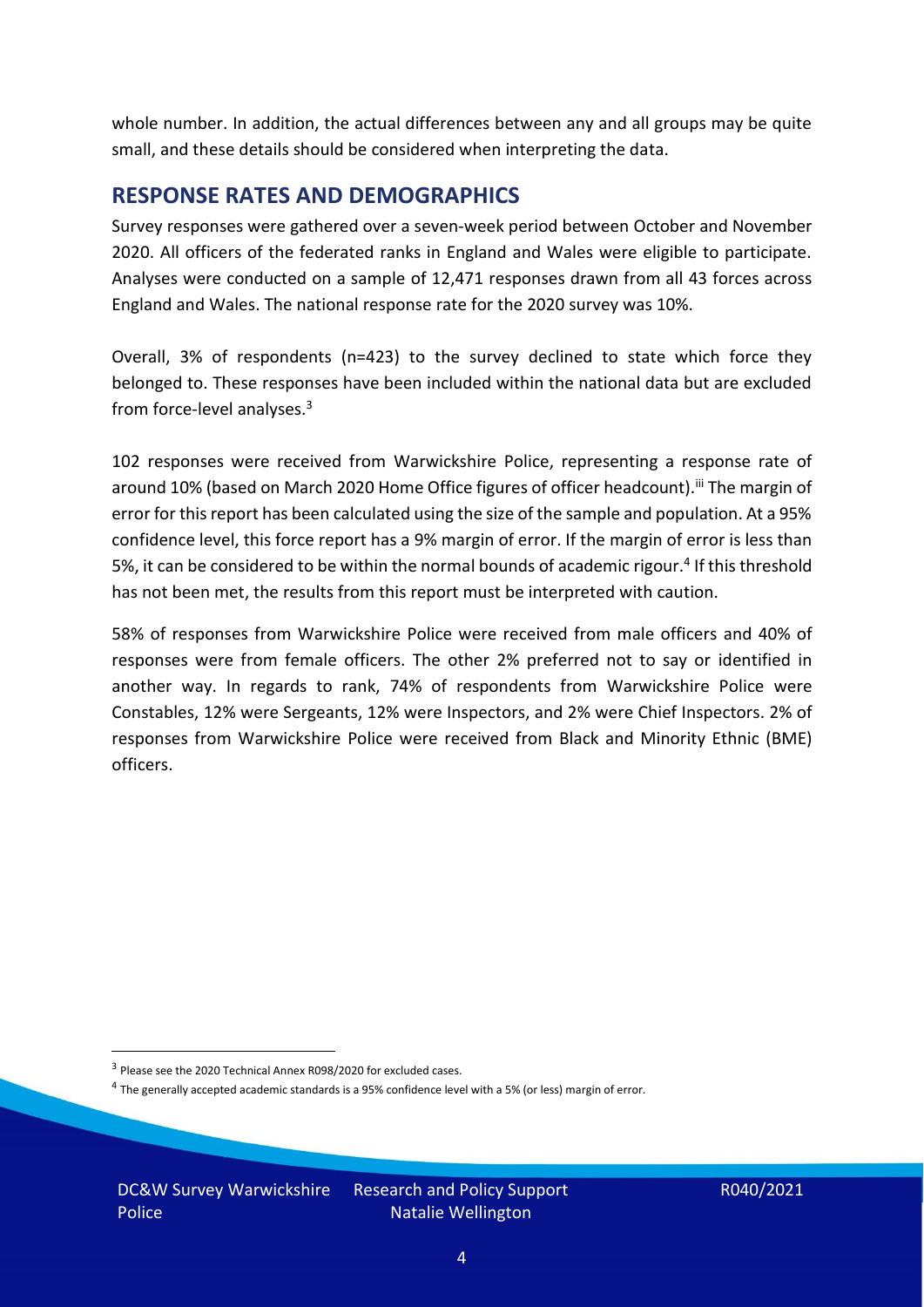whole number. In addition, the actual differences between any and all groups may be quite small, and these details should be considered when interpreting the data.

## RESPONSE RATES AND DEMOGRAPHICS

Survey responses were gathered over a seven-week period between October and November 2020. All officers of the federated ranks in England and Wales were eligible to participate. Analyses were conducted on a sample of 12,471 responses drawn from all 43 forces across England and Wales. The national response rate for the 2020 survey was 10%.

Overall, 3% of respondents (n=423) to the survey declined to state which force they belonged to. These responses have been included within the national data but are excluded from force-level analyses.[3]

102 responses were received from Warwickshire Police, representing a response rate of around 10% (based on March 2020 Home Office figures of officer headcount).[iii] The margin of error for this report has been calculated using the size of the sample and population. At a 95% confidence level, this force report has a 9% margin of error. If the margin of error is less than 5%, it can be considered to be within the normal bounds of academic rigour.[4] If this threshold has not been met, the results from this report must be interpreted with caution.

58% of responses from Warwickshire Police were received from male officers and 40% of responses were from female officers. The other 2% preferred not to say or identified in another way. In regards to rank, 74% of respondents from Warwickshire Police were Constables, 12% were Sergeants, 12% were Inspectors, and 2% were Chief Inspectors. 2% of responses from Warwickshire Police were received from Black and Minority Ethnic (BME) officers.

[3] Please see the 2020 Technical Annex R098/2020 for excluded cases.

[4] The generally accepted academic standards is a 95% confidence level with a 5% (or less) margin of error.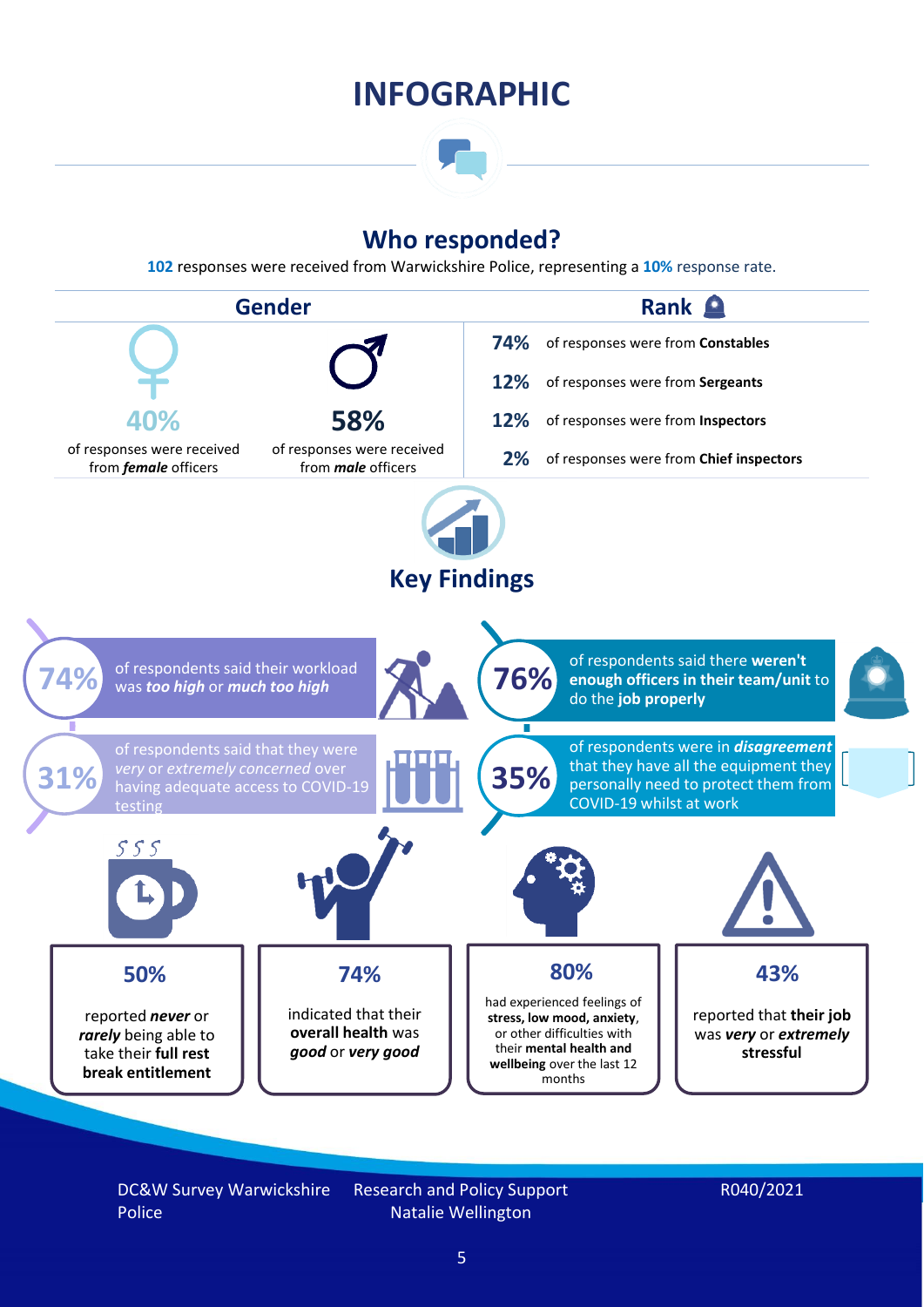# INFOGRAPHIC

## Who responded?

**102** responses were received from Warwickshire Police, representing a **10%** response rate.

### Gender

**40%** of responses were received from ***female*** officers

**58%** of responses were received from ***male*** officers

### Rank

- **74%** of responses were from **Constables**
- **12%** of responses were from **Sergeants**
- **12%** of responses were from **Inspectors**
- **2%** of responses were from **Chief inspectors**

## Key Findings

**74%** of respondents said their workload was ***too high*** or ***much too high***

**76%** of respondents said there **weren't enough officers in their team/unit** to do the **job properly**

**31%** of respondents said that they were *very* or *extremely concerned* over having adequate access to COVID-19 testing

**35%** of respondents were in ***disagreement*** that they have all the equipment they personally need to protect them from COVID-19 whilst at work

**50%** reported ***never*** or ***rarely*** being able to take their **full rest break entitlement**

**74%** indicated that their **overall health** was ***good*** or ***very good***

**80%** had experienced feelings of **stress, low mood, anxiety**, or other difficulties with their **mental health and wellbeing** over the last 12 months

**43%** reported that **their job** was ***very*** or ***extremely*** **stressful**

DC&W Survey Warwickshire Police | Research and Policy Support Natalie Wellington | R040/2021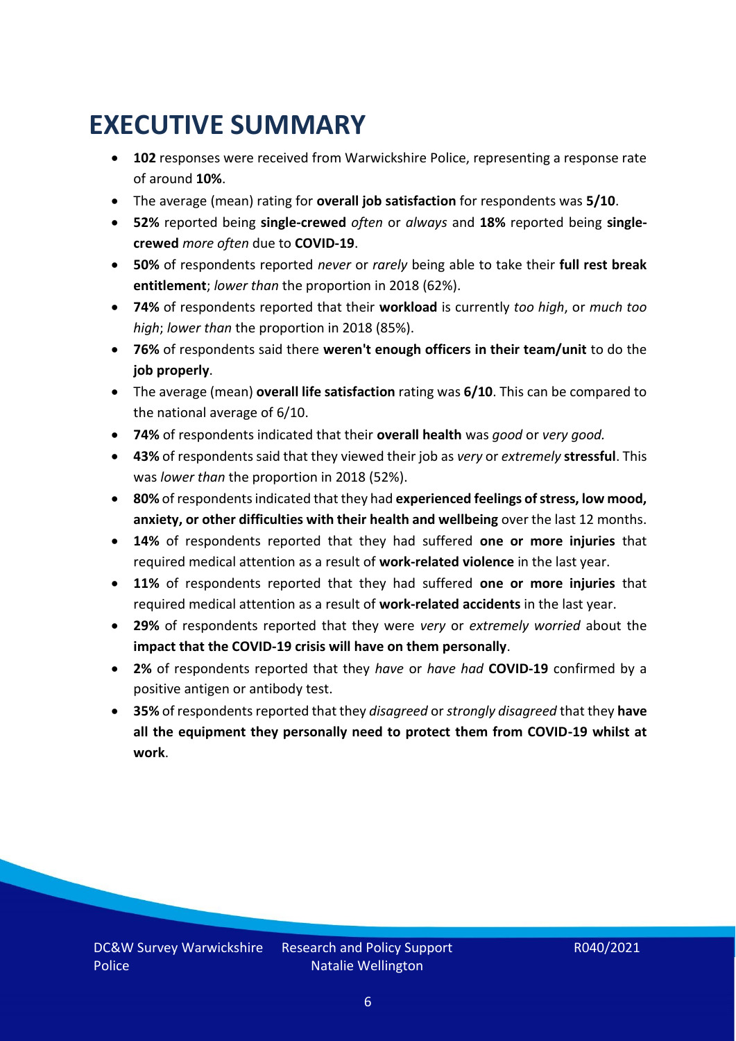# EXECUTIVE SUMMARY

- **102** responses were received from Warwickshire Police, representing a response rate of around **10%**.
- The average (mean) rating for **overall job satisfaction** for respondents was **5/10**.
- **52%** reported being **single-crewed** *often* or *always* and **18%** reported being **single-crewed** *more often* due to **COVID-19**.
- **50%** of respondents reported *never* or *rarely* being able to take their **full rest break entitlement**; *lower than* the proportion in 2018 (62%).
- **74%** of respondents reported that their **workload** is currently *too high*, or *much too high*; *lower than* the proportion in 2018 (85%).
- **76%** of respondents said there **weren't enough officers in their team/unit** to do the **job properly**.
- The average (mean) **overall life satisfaction** rating was **6/10**. This can be compared to the national average of 6/10.
- **74%** of respondents indicated that their **overall health** was *good* or *very good.*
- **43%** of respondents said that they viewed their job as *very* or *extremely* **stressful**. This was *lower than* the proportion in 2018 (52%).
- **80%** of respondents indicated that they had **experienced feelings of stress, low mood, anxiety, or other difficulties with their health and wellbeing** over the last 12 months.
- **14%** of respondents reported that they had suffered **one or more injuries** that required medical attention as a result of **work-related violence** in the last year.
- **11%** of respondents reported that they had suffered **one or more injuries** that required medical attention as a result of **work-related accidents** in the last year.
- **29%** of respondents reported that they were *very* or *extremely worried* about the **impact that the COVID-19 crisis will have on them personally**.
- **2%** of respondents reported that they *have* or *have had* **COVID-19** confirmed by a positive antigen or antibody test.
- **35%** of respondents reported that they *disagreed* or *strongly disagreed* that they **have all the equipment they personally need to protect them from COVID-19 whilst at work**.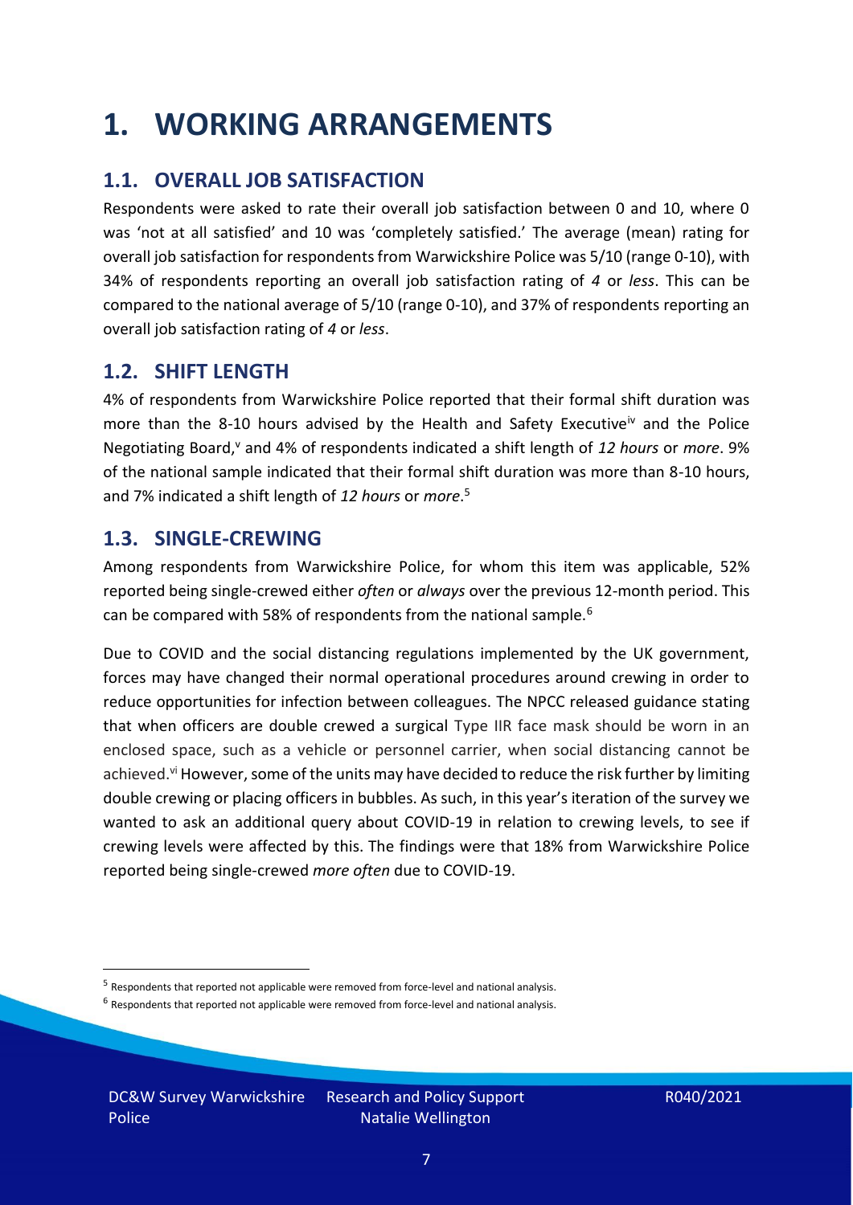# 1. WORKING ARRANGEMENTS

## 1.1. OVERALL JOB SATISFACTION

Respondents were asked to rate their overall job satisfaction between 0 and 10, where 0 was 'not at all satisfied' and 10 was 'completely satisfied.' The average (mean) rating for overall job satisfaction for respondents from Warwickshire Police was 5/10 (range 0-10), with 34% of respondents reporting an overall job satisfaction rating of *4* or *less*. This can be compared to the national average of 5/10 (range 0-10), and 37% of respondents reporting an overall job satisfaction rating of *4* or *less*.

## 1.2. SHIFT LENGTH

4% of respondents from Warwickshire Police reported that their formal shift duration was more than the 8-10 hours advised by the Health and Safety Executive[iv] and the Police Negotiating Board,[v] and 4% of respondents indicated a shift length of *12 hours* or *more*. 9% of the national sample indicated that their formal shift duration was more than 8-10 hours, and 7% indicated a shift length of *12 hours* or *more*.[5]

## 1.3. SINGLE-CREWING

Among respondents from Warwickshire Police, for whom this item was applicable, 52% reported being single-crewed either *often* or *always* over the previous 12-month period. This can be compared with 58% of respondents from the national sample.[6]

Due to COVID and the social distancing regulations implemented by the UK government, forces may have changed their normal operational procedures around crewing in order to reduce opportunities for infection between colleagues. The NPCC released guidance stating that when officers are double crewed a surgical Type IIR face mask should be worn in an enclosed space, such as a vehicle or personnel carrier, when social distancing cannot be achieved.[vi] However, some of the units may have decided to reduce the risk further by limiting double crewing or placing officers in bubbles. As such, in this year's iteration of the survey we wanted to ask an additional query about COVID-19 in relation to crewing levels, to see if crewing levels were affected by this. The findings were that 18% from Warwickshire Police reported being single-crewed *more often* due to COVID-19.

[5] Respondents that reported not applicable were removed from force-level and national analysis.

[6] Respondents that reported not applicable were removed from force-level and national analysis.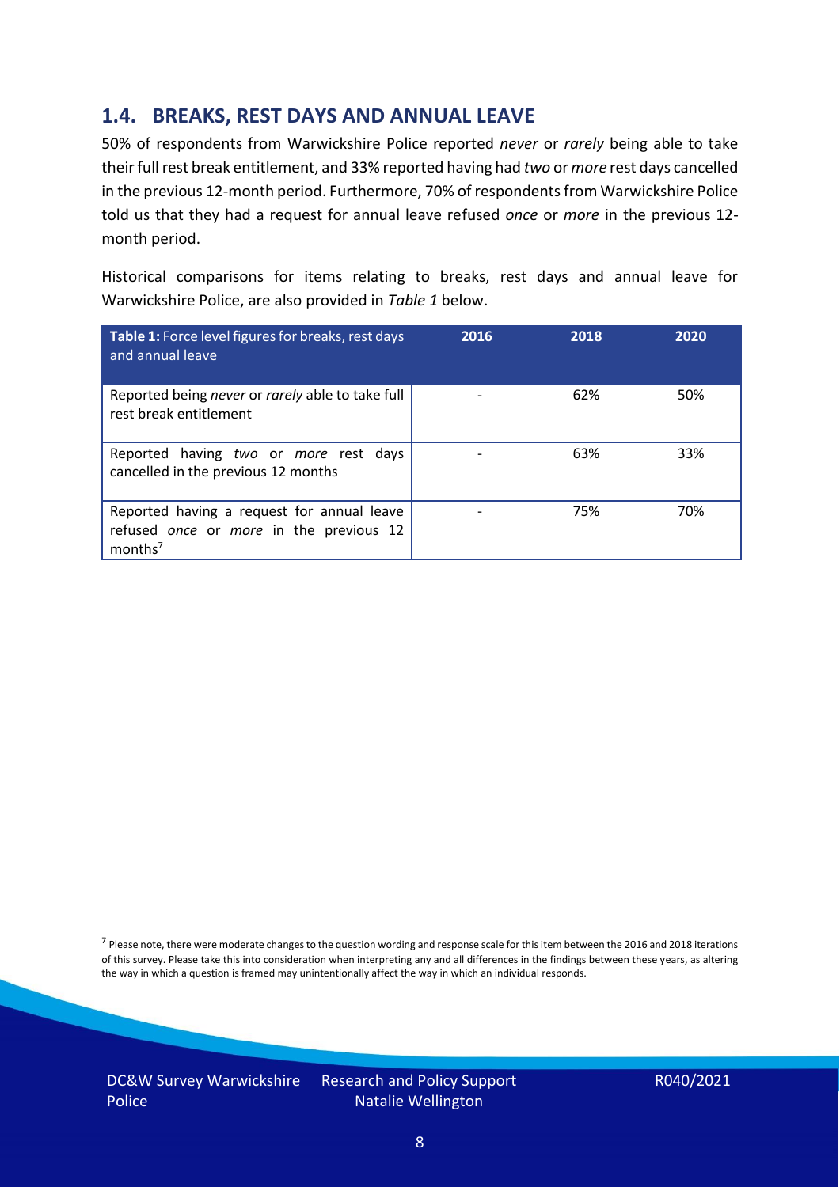## 1.4. BREAKS, REST DAYS AND ANNUAL LEAVE

50% of respondents from Warwickshire Police reported *never* or *rarely* being able to take their full rest break entitlement, and 33% reported having had *two* or *more* rest days cancelled in the previous 12-month period. Furthermore, 70% of respondents from Warwickshire Police told us that they had a request for annual leave refused *once* or *more* in the previous 12-month period.

Historical comparisons for items relating to breaks, rest days and annual leave for Warwickshire Police, are also provided in *Table 1* below.

| **Table 1:** Force level figures for breaks, rest days and annual leave | 2016 | 2018 | 2020 |
|---|---|---|---|
| Reported being *never* or *rarely* able to take full rest break entitlement | - | 62% | 50% |
| Reported having *two* or *more* rest days cancelled in the previous 12 months | - | 63% | 33% |
| Reported having a request for annual leave refused *once* or *more* in the previous 12 months[7] | - | 75% | 70% |

[7] Please note, there were moderate changes to the question wording and response scale for this item between the 2016 and 2018 iterations of this survey. Please take this into consideration when interpreting any and all differences in the findings between these years, as altering the way in which a question is framed may unintentionally affect the way in which an individual responds.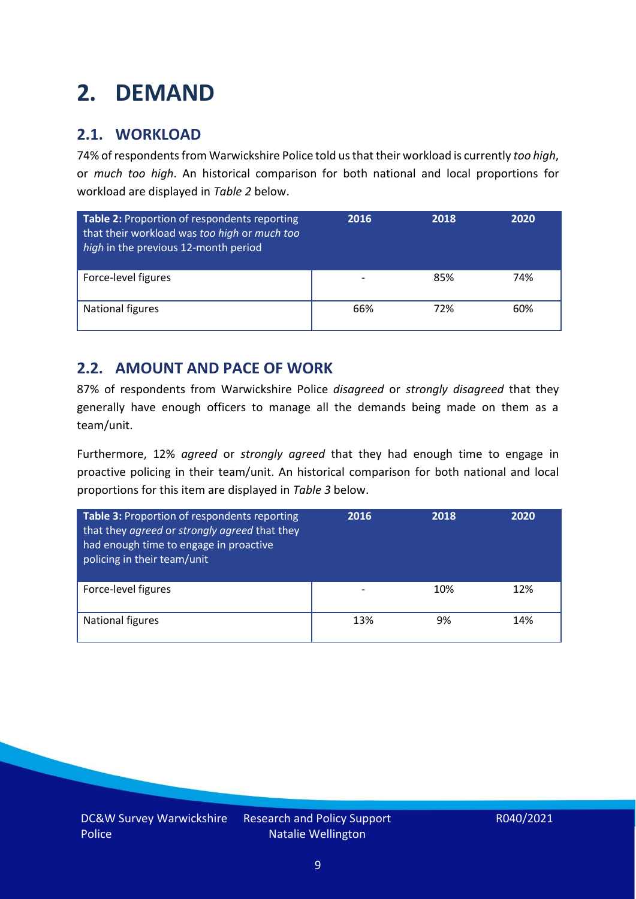# 2. DEMAND

## 2.1. WORKLOAD

74% of respondents from Warwickshire Police told us that their workload is currently *too high*, or *much too high*. An historical comparison for both national and local proportions for workload are displayed in *Table 2* below.

| **Table 2:** Proportion of respondents reporting that their workload was *too high* or *much too high* in the previous 12-month period | 2016 | 2018 | 2020 |
|---|---|---|---|
| Force-level figures | - | 85% | 74% |
| National figures | 66% | 72% | 60% |

## 2.2. AMOUNT AND PACE OF WORK

87% of respondents from Warwickshire Police *disagreed* or *strongly disagreed* that they generally have enough officers to manage all the demands being made on them as a team/unit.

Furthermore, 12% *agreed* or *strongly agreed* that they had enough time to engage in proactive policing in their team/unit. An historical comparison for both national and local proportions for this item are displayed in *Table 3* below.

| **Table 3:** Proportion of respondents reporting that they *agreed* or *strongly agreed* that they had enough time to engage in proactive policing in their team/unit | 2016 | 2018 | 2020 |
|---|---|---|---|
| Force-level figures | - | 10% | 12% |
| National figures | 13% | 9% | 14% |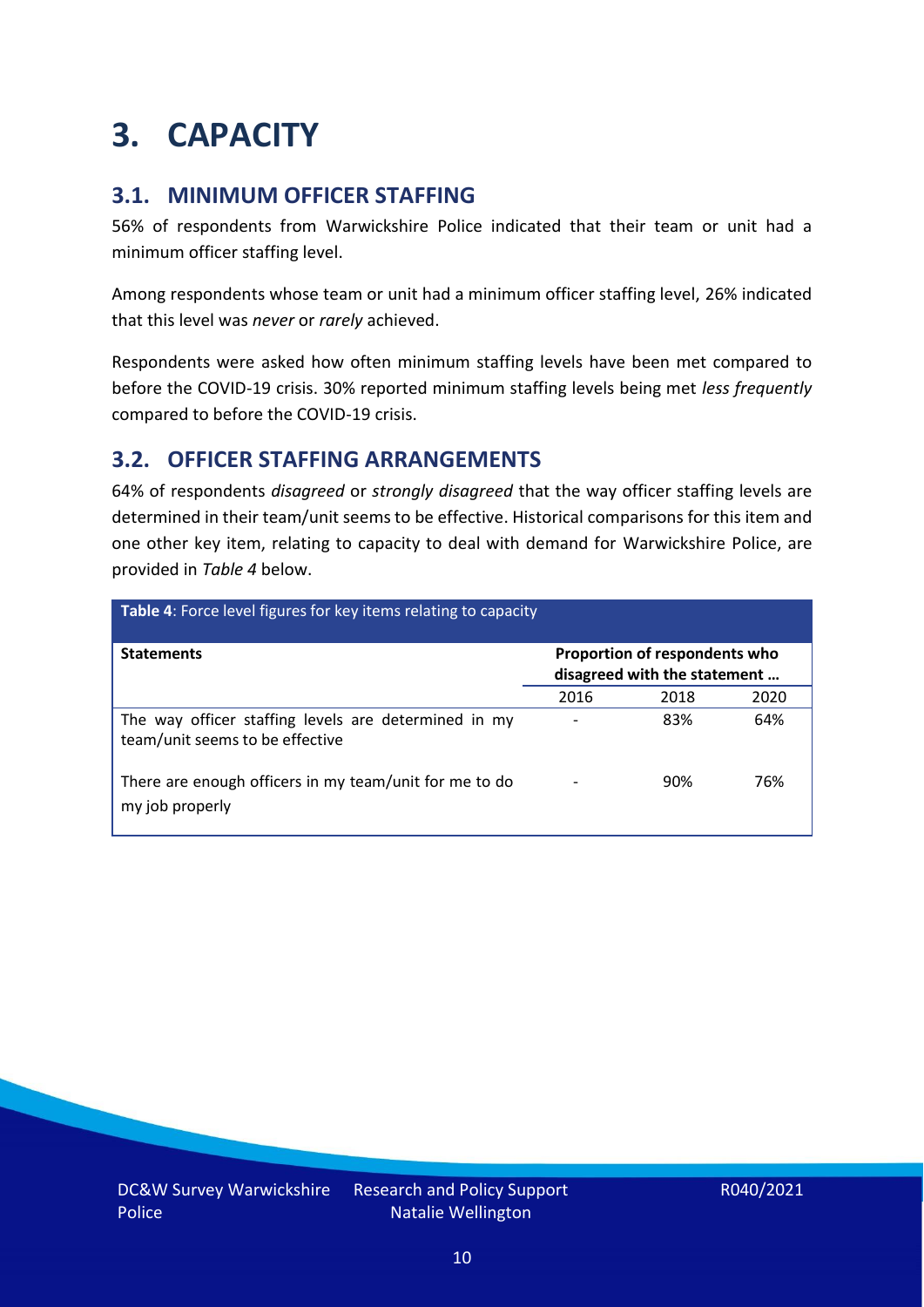# 3. CAPACITY

## 3.1. MINIMUM OFFICER STAFFING

56% of respondents from Warwickshire Police indicated that their team or unit had a minimum officer staffing level.

Among respondents whose team or unit had a minimum officer staffing level, 26% indicated that this level was *never* or *rarely* achieved.

Respondents were asked how often minimum staffing levels have been met compared to before the COVID-19 crisis. 30% reported minimum staffing levels being met *less frequently* compared to before the COVID-19 crisis.

## 3.2. OFFICER STAFFING ARRANGEMENTS

64% of respondents *disagreed* or *strongly disagreed* that the way officer staffing levels are determined in their team/unit seems to be effective. Historical comparisons for this item and one other key item, relating to capacity to deal with demand for Warwickshire Police, are provided in *Table 4* below.

**Table 4**: Force level figures for key items relating to capacity

| Statements | Proportion of respondents who disagreed with the statement … | | |
|---|---|---|---|
| | 2016 | 2018 | 2020 |
| The way officer staffing levels are determined in my team/unit seems to be effective | - | 83% | 64% |
| There are enough officers in my team/unit for me to do my job properly | - | 90% | 76% |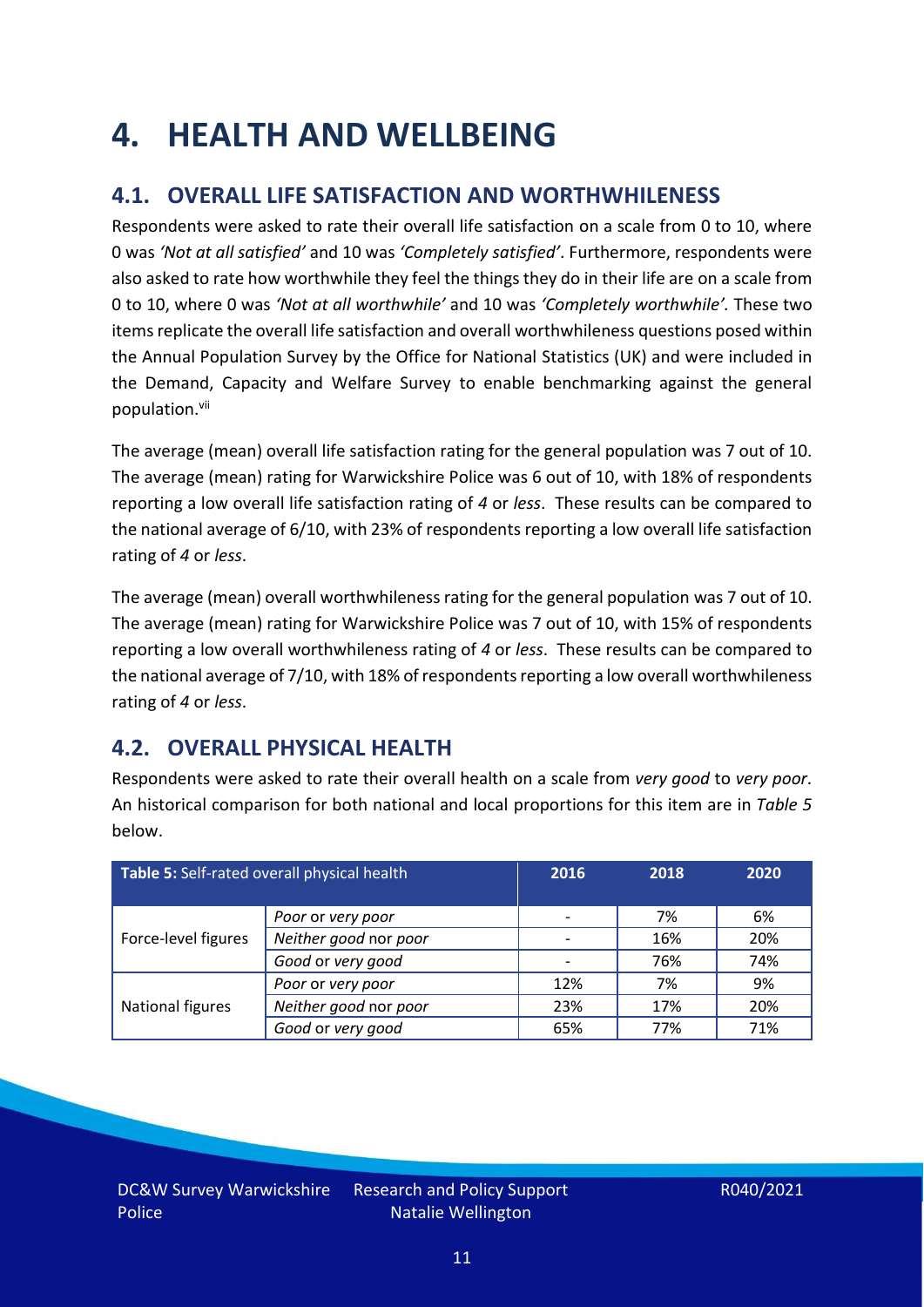# 4. HEALTH AND WELLBEING

## 4.1. OVERALL LIFE SATISFACTION AND WORTHWHILENESS

Respondents were asked to rate their overall life satisfaction on a scale from 0 to 10, where 0 was *'Not at all satisfied'* and 10 was *'Completely satisfied'*. Furthermore, respondents were also asked to rate how worthwhile they feel the things they do in their life are on a scale from 0 to 10, where 0 was *'Not at all worthwhile'* and 10 was *'Completely worthwhile'.* These two items replicate the overall life satisfaction and overall worthwhileness questions posed within the Annual Population Survey by the Office for National Statistics (UK) and were included in the Demand, Capacity and Welfare Survey to enable benchmarking against the general population.[vii]

The average (mean) overall life satisfaction rating for the general population was 7 out of 10. The average (mean) rating for Warwickshire Police was 6 out of 10, with 18% of respondents reporting a low overall life satisfaction rating of *4* or *less*. These results can be compared to the national average of 6/10, with 23% of respondents reporting a low overall life satisfaction rating of *4* or *less*.

The average (mean) overall worthwhileness rating for the general population was 7 out of 10. The average (mean) rating for Warwickshire Police was 7 out of 10, with 15% of respondents reporting a low overall worthwhileness rating of *4* or *less*. These results can be compared to the national average of 7/10, with 18% of respondents reporting a low overall worthwhileness rating of *4* or *less*.

## 4.2. OVERALL PHYSICAL HEALTH

Respondents were asked to rate their overall health on a scale from *very good* to *very poor*. An historical comparison for both national and local proportions for this item are in *Table 5* below.

| **Table 5:** Self-rated overall physical health | | 2016 | 2018 | 2020 |
|---|---|---|---|---|
| Force-level figures | *Poor* or *very poor* | - | 7% | 6% |
| | *Neither good* nor *poor* | - | 16% | 20% |
| | *Good* or *very good* | - | 76% | 74% |
| National figures | *Poor* or *very poor* | 12% | 7% | 9% |
| | *Neither good* nor *poor* | 23% | 17% | 20% |
| | *Good* or *very good* | 65% | 77% | 71% |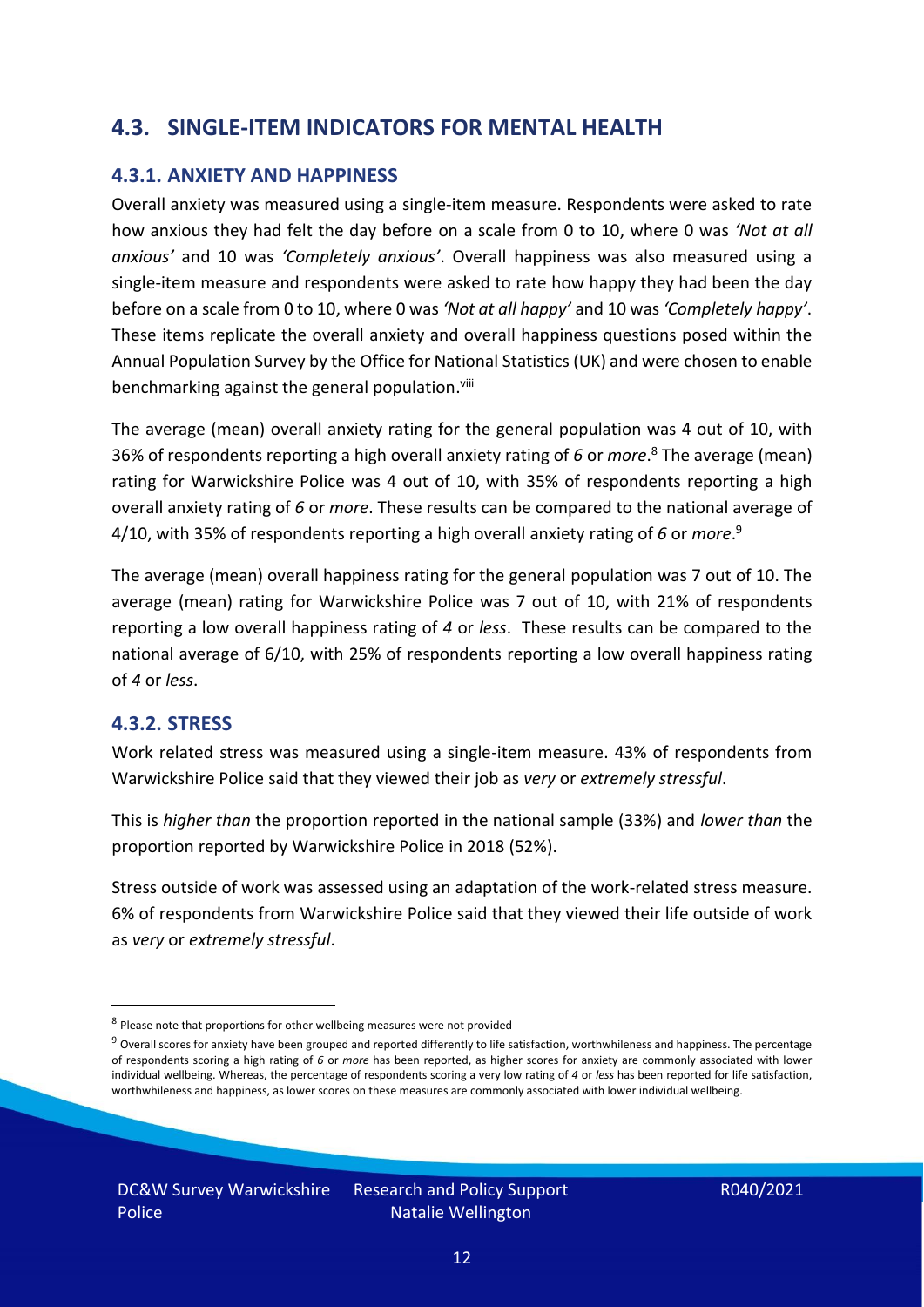## 4.3. SINGLE-ITEM INDICATORS FOR MENTAL HEALTH

### 4.3.1. ANXIETY AND HAPPINESS

Overall anxiety was measured using a single-item measure. Respondents were asked to rate how anxious they had felt the day before on a scale from 0 to 10, where 0 was *'Not at all anxious'* and 10 was *'Completely anxious'*. Overall happiness was also measured using a single-item measure and respondents were asked to rate how happy they had been the day before on a scale from 0 to 10, where 0 was *'Not at all happy'* and 10 was *'Completely happy'*. These items replicate the overall anxiety and overall happiness questions posed within the Annual Population Survey by the Office for National Statistics (UK) and were chosen to enable benchmarking against the general population.[viii]

The average (mean) overall anxiety rating for the general population was 4 out of 10, with 36% of respondents reporting a high overall anxiety rating of *6* or *more*.[8] The average (mean) rating for Warwickshire Police was 4 out of 10, with 35% of respondents reporting a high overall anxiety rating of *6* or *more*. These results can be compared to the national average of 4/10, with 35% of respondents reporting a high overall anxiety rating of *6* or *more*.[9]

The average (mean) overall happiness rating for the general population was 7 out of 10. The average (mean) rating for Warwickshire Police was 7 out of 10, with 21% of respondents reporting a low overall happiness rating of *4* or *less*. These results can be compared to the national average of 6/10, with 25% of respondents reporting a low overall happiness rating of *4* or *less*.

### 4.3.2. STRESS

Work related stress was measured using a single-item measure. 43% of respondents from Warwickshire Police said that they viewed their job as *very* or *extremely stressful*.

This is *higher than* the proportion reported in the national sample (33%) and *lower than* the proportion reported by Warwickshire Police in 2018 (52%).

Stress outside of work was assessed using an adaptation of the work-related stress measure. 6% of respondents from Warwickshire Police said that they viewed their life outside of work as *very* or *extremely stressful*.

---

[8] Please note that proportions for other wellbeing measures were not provided

[9] Overall scores for anxiety have been grouped and reported differently to life satisfaction, worthwhileness and happiness. The percentage of respondents scoring a high rating of *6* or *more* has been reported, as higher scores for anxiety are commonly associated with lower individual wellbeing. Whereas, the percentage of respondents scoring a very low rating of *4* or *less* has been reported for life satisfaction, worthwhileness and happiness, as lower scores on these measures are commonly associated with lower individual wellbeing.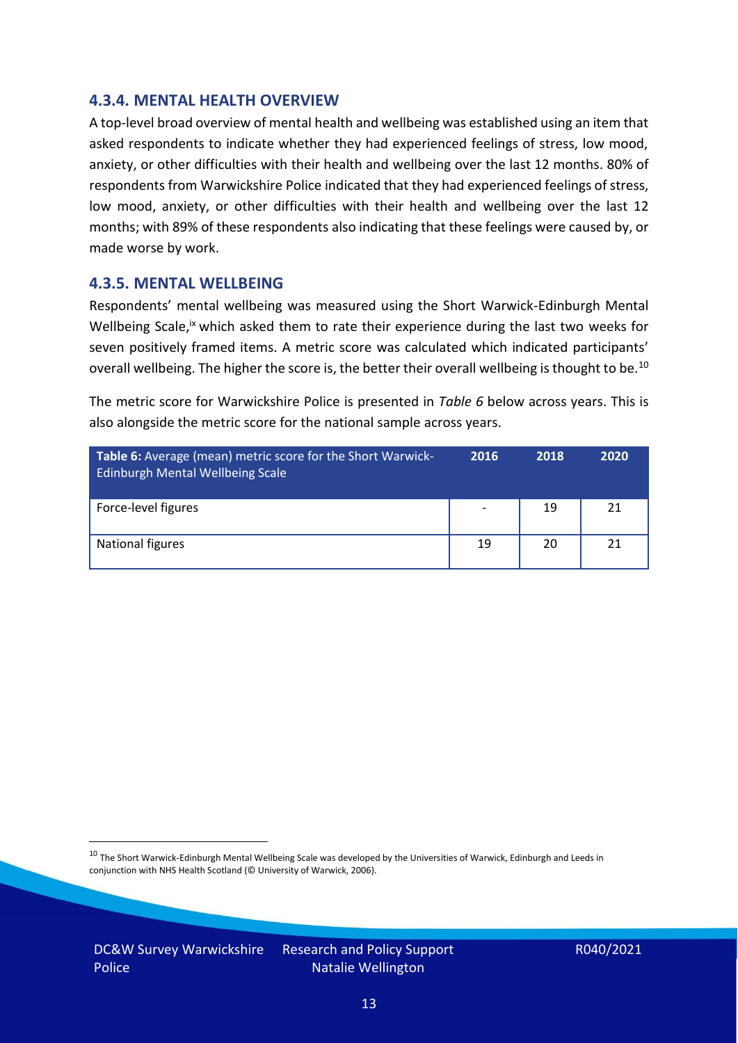### 4.3.4. MENTAL HEALTH OVERVIEW

A top-level broad overview of mental health and wellbeing was established using an item that asked respondents to indicate whether they had experienced feelings of stress, low mood, anxiety, or other difficulties with their health and wellbeing over the last 12 months. 80% of respondents from Warwickshire Police indicated that they had experienced feelings of stress, low mood, anxiety, or other difficulties with their health and wellbeing over the last 12 months; with 89% of these respondents also indicating that these feelings were caused by, or made worse by work.

### 4.3.5. MENTAL WELLBEING

Respondents' mental wellbeing was measured using the Short Warwick-Edinburgh Mental Wellbeing Scale,[ix] which asked them to rate their experience during the last two weeks for seven positively framed items. A metric score was calculated which indicated participants' overall wellbeing. The higher the score is, the better their overall wellbeing is thought to be.[10]

The metric score for Warwickshire Police is presented in *Table 6* below across years. This is also alongside the metric score for the national sample across years.

| **Table 6:** Average (mean) metric score for the Short Warwick-Edinburgh Mental Wellbeing Scale | 2016 | 2018 | 2020 |
|---|---|---|---|
| Force-level figures | - | 19 | 21 |
| National figures | 19 | 20 | 21 |

[10] The Short Warwick-Edinburgh Mental Wellbeing Scale was developed by the Universities of Warwick, Edinburgh and Leeds in conjunction with NHS Health Scotland (© University of Warwick, 2006).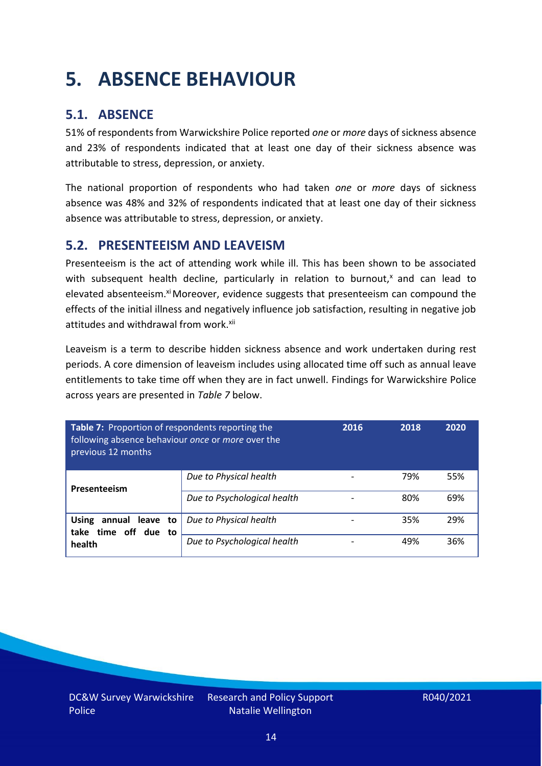# 5. ABSENCE BEHAVIOUR

## 5.1. ABSENCE

51% of respondents from Warwickshire Police reported *one* or *more* days of sickness absence and 23% of respondents indicated that at least one day of their sickness absence was attributable to stress, depression, or anxiety.

The national proportion of respondents who had taken *one* or *more* days of sickness absence was 48% and 32% of respondents indicated that at least one day of their sickness absence was attributable to stress, depression, or anxiety.

## 5.2. PRESENTEEISM AND LEAVEISM

Presenteeism is the act of attending work while ill. This has been shown to be associated with subsequent health decline, particularly in relation to burnout,[x] and can lead to elevated absenteeism.[xi] Moreover, evidence suggests that presenteeism can compound the effects of the initial illness and negatively influence job satisfaction, resulting in negative job attitudes and withdrawal from work.[xii]

Leaveism is a term to describe hidden sickness absence and work undertaken during rest periods. A core dimension of leaveism includes using allocated time off such as annual leave entitlements to take time off when they are in fact unwell. Findings for Warwickshire Police across years are presented in *Table 7* below.

| **Table 7:** Proportion of respondents reporting the following absence behaviour *once* or *more* over the previous 12 months | | 2016 | 2018 | 2020 |
|---|---|---|---|---|
| **Presenteeism** | *Due to Physical health* | - | 79% | 55% |
| | *Due to Psychological health* | - | 80% | 69% |
| **Using annual leave to take time off due to health** | *Due to Physical health* | - | 35% | 29% |
| | *Due to Psychological health* | - | 49% | 36% |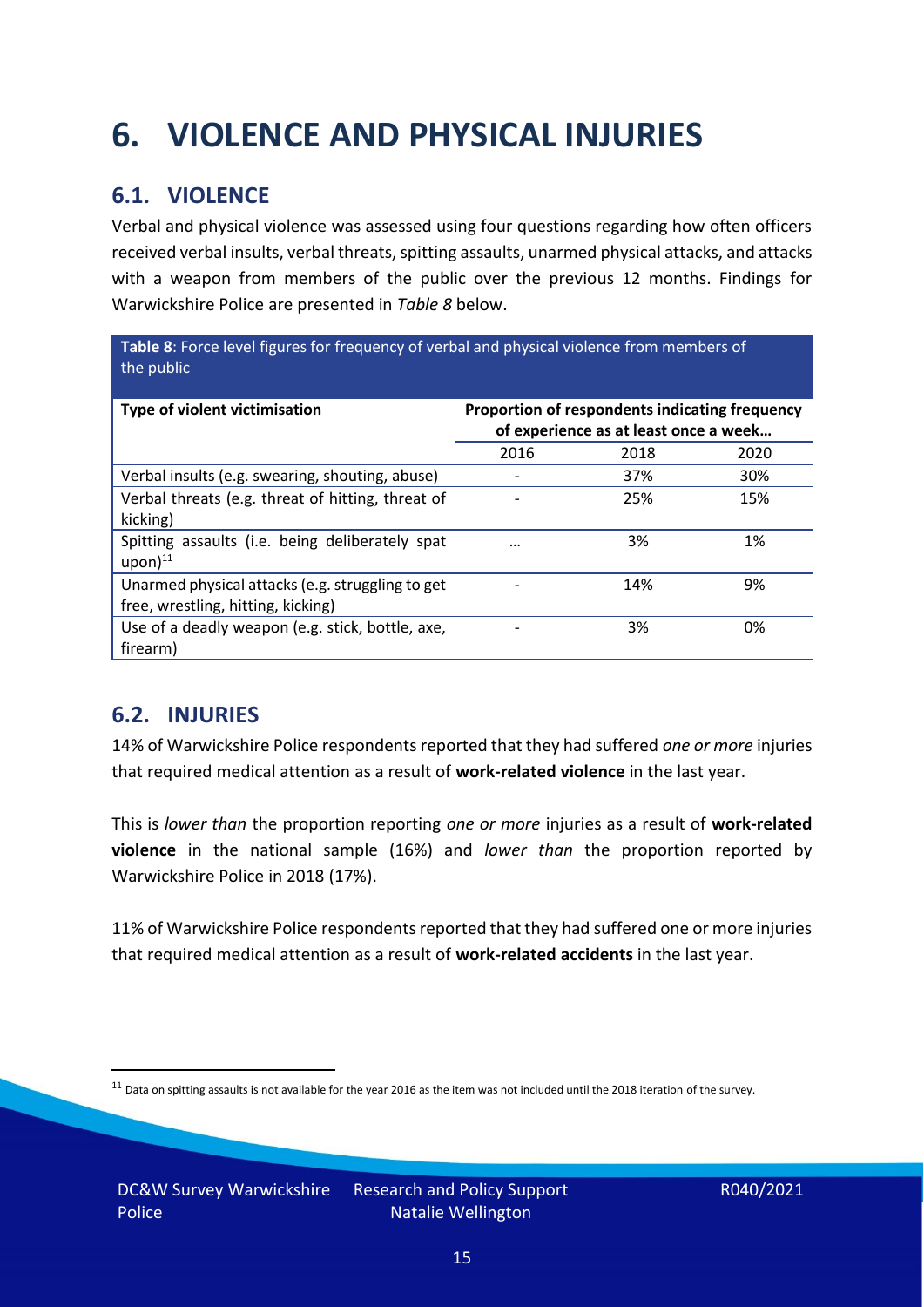# 6. VIOLENCE AND PHYSICAL INJURIES

## 6.1. VIOLENCE

Verbal and physical violence was assessed using four questions regarding how often officers received verbal insults, verbal threats, spitting assaults, unarmed physical attacks, and attacks with a weapon from members of the public over the previous 12 months. Findings for Warwickshire Police are presented in *Table 8* below.

**Table 8**: Force level figures for frequency of verbal and physical violence from members of the public

| Type of violent victimisation | Proportion of respondents indicating frequency of experience as at least once a week… | | |
|---|---|---|---|
| | 2016 | 2018 | 2020 |
| Verbal insults (e.g. swearing, shouting, abuse) | - | 37% | 30% |
| Verbal threats (e.g. threat of hitting, threat of kicking) | - | 25% | 15% |
| Spitting assaults (i.e. being deliberately spat upon)[11] | … | 3% | 1% |
| Unarmed physical attacks (e.g. struggling to get free, wrestling, hitting, kicking) | - | 14% | 9% |
| Use of a deadly weapon (e.g. stick, bottle, axe, firearm) | - | 3% | 0% |

## 6.2. INJURIES

14% of Warwickshire Police respondents reported that they had suffered *one or more* injuries that required medical attention as a result of **work-related violence** in the last year.

This is *lower than* the proportion reporting *one or more* injuries as a result of **work-related violence** in the national sample (16%) and *lower than* the proportion reported by Warwickshire Police in 2018 (17%).

11% of Warwickshire Police respondents reported that they had suffered one or more injuries that required medical attention as a result of **work-related accidents** in the last year.

[11] Data on spitting assaults is not available for the year 2016 as the item was not included until the 2018 iteration of the survey.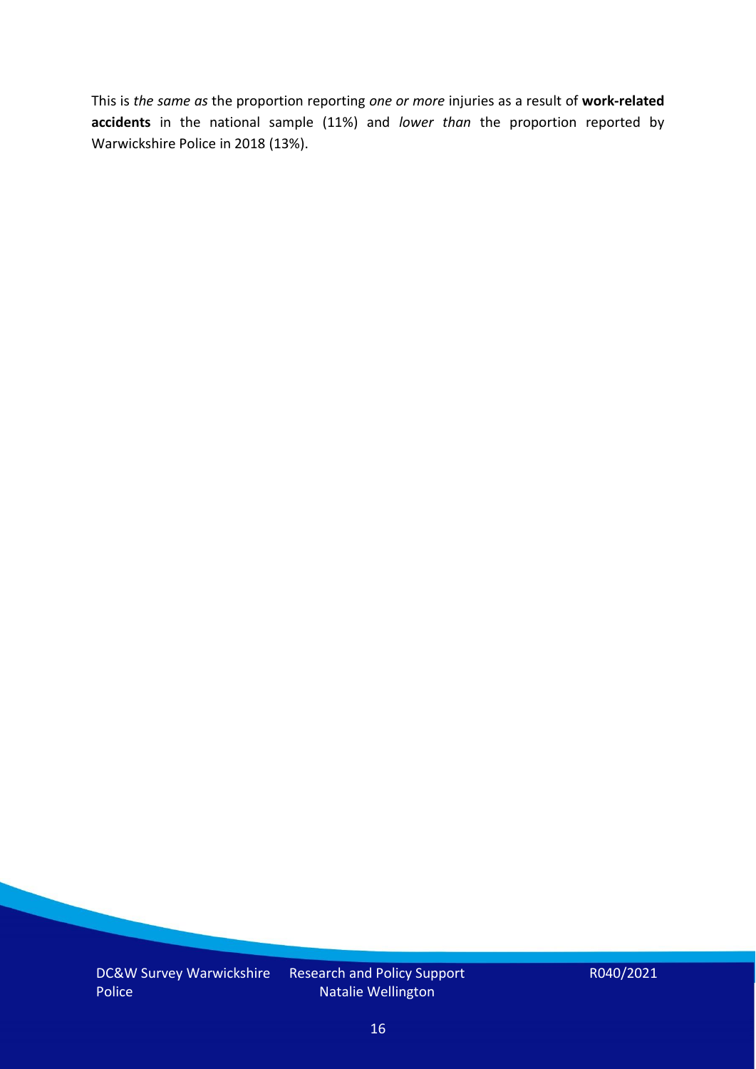This is *the same as* the proportion reporting *one or more* injuries as a result of **work-related accidents** in the national sample (11%) and *lower than* the proportion reported by Warwickshire Police in 2018 (13%).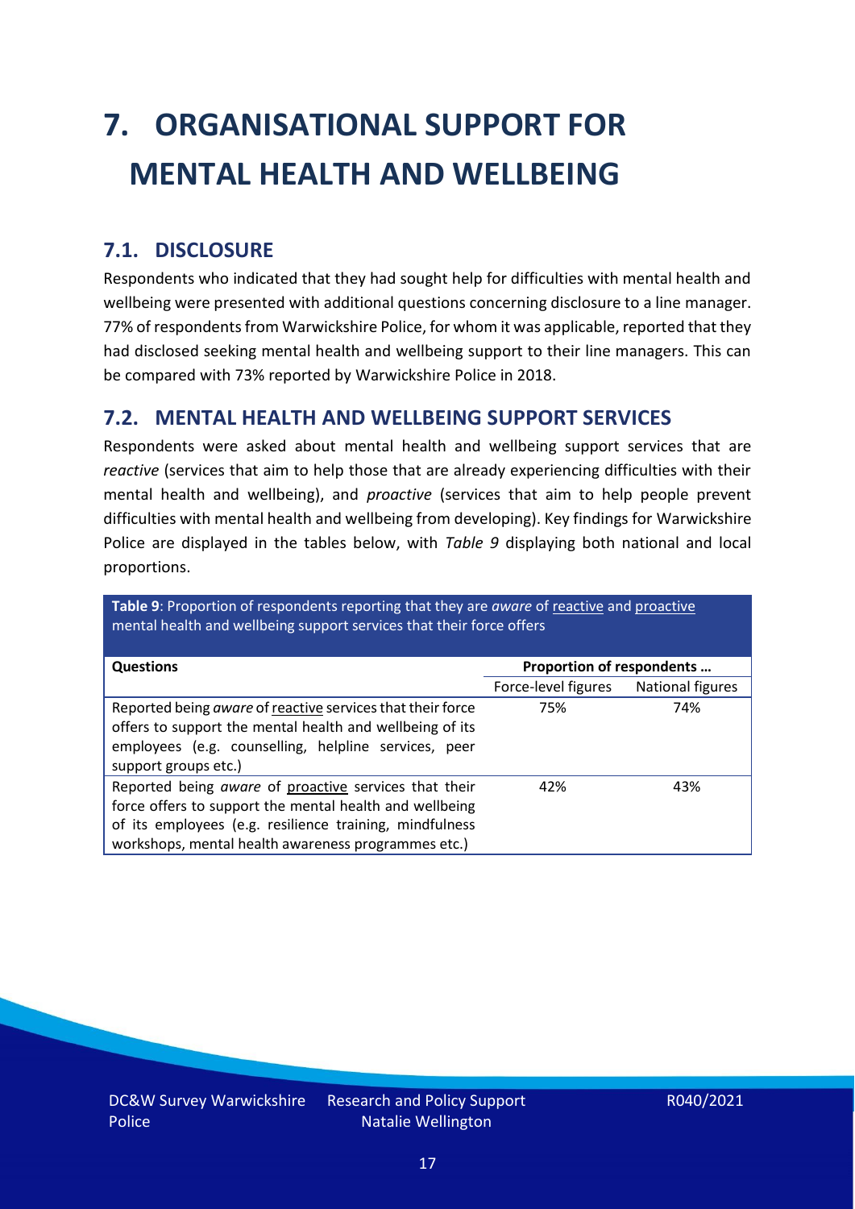# 7. ORGANISATIONAL SUPPORT FOR MENTAL HEALTH AND WELLBEING

## 7.1. DISCLOSURE

Respondents who indicated that they had sought help for difficulties with mental health and wellbeing were presented with additional questions concerning disclosure to a line manager. 77% of respondents from Warwickshire Police, for whom it was applicable, reported that they had disclosed seeking mental health and wellbeing support to their line managers. This can be compared with 73% reported by Warwickshire Police in 2018.

## 7.2. MENTAL HEALTH AND WELLBEING SUPPORT SERVICES

Respondents were asked about mental health and wellbeing support services that are *reactive* (services that aim to help those that are already experiencing difficulties with their mental health and wellbeing), and *proactive* (services that aim to help people prevent difficulties with mental health and wellbeing from developing). Key findings for Warwickshire Police are displayed in the tables below, with *Table 9* displaying both national and local proportions.

**Table 9**: Proportion of respondents reporting that they are *aware* of reactive and proactive mental health and wellbeing support services that their force offers

| Questions | Proportion of respondents … | |
|---|---|---|
| | Force-level figures | National figures |
| Reported being *aware* of reactive services that their force offers to support the mental health and wellbeing of its employees (e.g. counselling, helpline services, peer support groups etc.) | 75% | 74% |
| Reported being *aware* of proactive services that their force offers to support the mental health and wellbeing of its employees (e.g. resilience training, mindfulness workshops, mental health awareness programmes etc.) | 42% | 43% |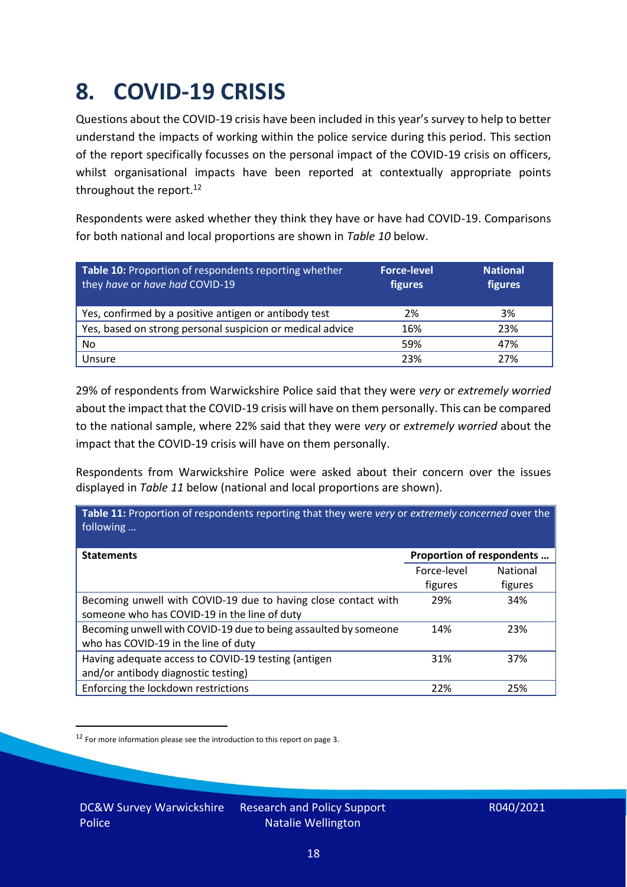# 8. COVID-19 CRISIS

Questions about the COVID-19 crisis have been included in this year's survey to help to better understand the impacts of working within the police service during this period. This section of the report specifically focusses on the personal impact of the COVID-19 crisis on officers, whilst organisational impacts have been reported at contextually appropriate points throughout the report.[12]

Respondents were asked whether they think they have or have had COVID-19. Comparisons for both national and local proportions are shown in *Table 10* below.

| **Table 10:** Proportion of respondents reporting whether they *have* or *have had* COVID-19 | **Force-level figures** | **National figures** |
|---|---|---|
| Yes, confirmed by a positive antigen or antibody test | 2% | 3% |
| Yes, based on strong personal suspicion or medical advice | 16% | 23% |
| No | 59% | 47% |
| Unsure | 23% | 27% |

29% of respondents from Warwickshire Police said that they were *very* or *extremely worried* about the impact that the COVID-19 crisis will have on them personally. This can be compared to the national sample, where 22% said that they were *very* or *extremely worried* about the impact that the COVID-19 crisis will have on them personally.

Respondents from Warwickshire Police were asked about their concern over the issues displayed in *Table 11* below (national and local proportions are shown).

**Table 11:** Proportion of respondents reporting that they were *very* or *extremely concerned* over the following …

| **Statements** | **Proportion of respondents …** | |
|---|---|---|
| | Force-level figures | National figures |
| Becoming unwell with COVID-19 due to having close contact with someone who has COVID-19 in the line of duty | 29% | 34% |
| Becoming unwell with COVID-19 due to being assaulted by someone who has COVID-19 in the line of duty | 14% | 23% |
| Having adequate access to COVID-19 testing (antigen and/or antibody diagnostic testing) | 31% | 37% |
| Enforcing the lockdown restrictions | 22% | 25% |

[12] For more information please see the introduction to this report on page 3.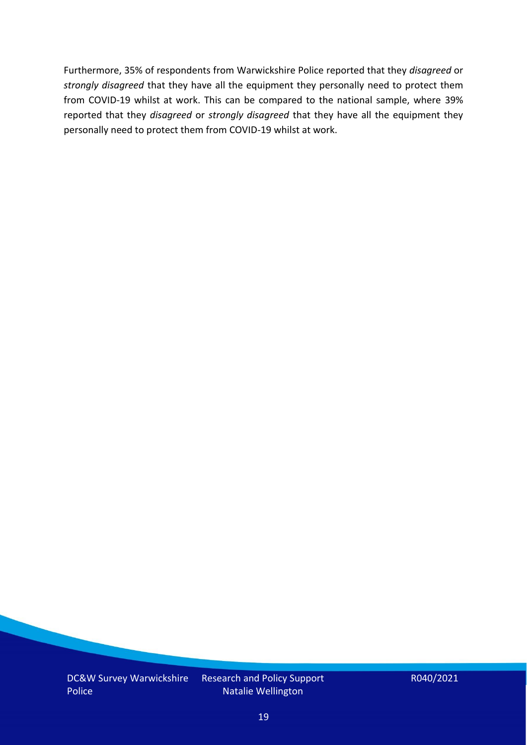Furthermore, 35% of respondents from Warwickshire Police reported that they *disagreed* or *strongly disagreed* that they have all the equipment they personally need to protect them from COVID-19 whilst at work. This can be compared to the national sample, where 39% reported that they *disagreed* or *strongly disagreed* that they have all the equipment they personally need to protect them from COVID-19 whilst at work.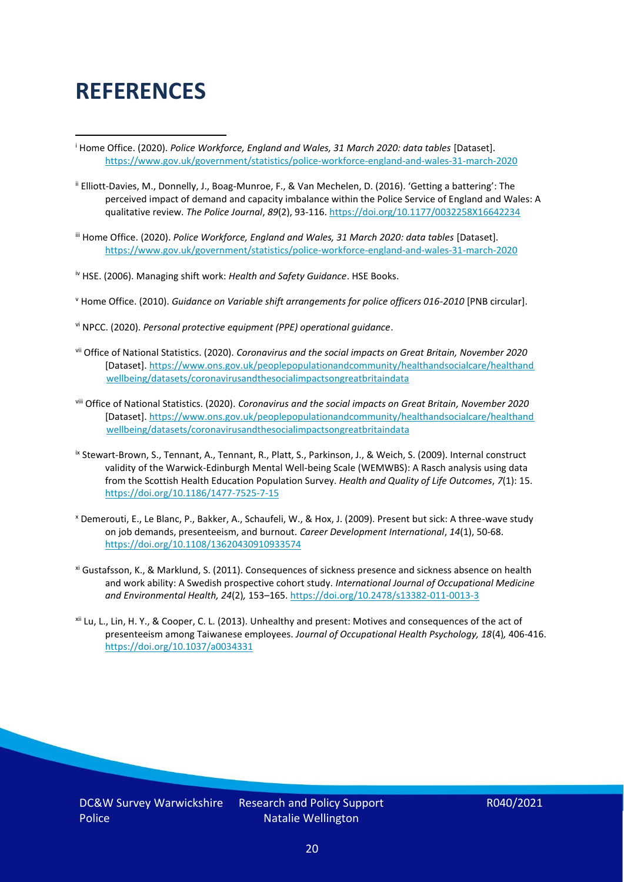# REFERENCES

[i] Home Office. (2020). *Police Workforce, England and Wales, 31 March 2020: data tables* [Dataset]. https://www.gov.uk/government/statistics/police-workforce-england-and-wales-31-march-2020

[ii] Elliott-Davies, M., Donnelly, J., Boag-Munroe, F., & Van Mechelen, D. (2016). 'Getting a battering': The perceived impact of demand and capacity imbalance within the Police Service of England and Wales: A qualitative review. *The Police Journal*, *89*(2), 93-116. https://doi.org/10.1177/0032258X16642234

[iii] Home Office. (2020). *Police Workforce, England and Wales, 31 March 2020: data tables* [Dataset]. https://www.gov.uk/government/statistics/police-workforce-england-and-wales-31-march-2020

[iv] HSE. (2006). Managing shift work: *Health and Safety Guidance*. HSE Books.

[v] Home Office. (2010). *Guidance on Variable shift arrangements for police officers 016-2010* [PNB circular].

[vi] NPCC. (2020). *Personal protective equipment (PPE) operational guidance*.

[vii] Office of National Statistics. (2020). *Coronavirus and the social impacts on Great Britain, November 2020* [Dataset]. https://www.ons.gov.uk/peoplepopulationandcommunity/healthandsocialcare/healthandwellbeing/datasets/coronavirusandthesocialimpactsongreatbritaindata

[viii] Office of National Statistics. (2020). *Coronavirus and the social impacts on Great Britain, November 2020* [Dataset]. https://www.ons.gov.uk/peoplepopulationandcommunity/healthandsocialcare/healthandwellbeing/datasets/coronavirusandthesocialimpactsongreatbritaindata

[ix] Stewart-Brown, S., Tennant, A., Tennant, R., Platt, S., Parkinson, J., & Weich, S. (2009). Internal construct validity of the Warwick-Edinburgh Mental Well-being Scale (WEMWBS): A Rasch analysis using data from the Scottish Health Education Population Survey. *Health and Quality of Life Outcomes*, *7*(1): 15. https://doi.org/10.1186/1477-7525-7-15

[x] Demerouti, E., Le Blanc, P., Bakker, A., Schaufeli, W., & Hox, J. (2009). Present but sick: A three-wave study on job demands, presenteeism, and burnout. *Career Development International*, *14*(1), 50-68. https://doi.org/10.1108/13620430910933574

[xi] Gustafsson, K., & Marklund, S. (2011). Consequences of sickness presence and sickness absence on health and work ability: A Swedish prospective cohort study. *International Journal of Occupational Medicine and Environmental Health, 24*(2)*,* 153–165. https://doi.org/10.2478/s13382-011-0013-3

[xii] Lu, L., Lin, H. Y., & Cooper, C. L. (2013). Unhealthy and present: Motives and consequences of the act of presenteeism among Taiwanese employees. *Journal of Occupational Health Psychology, 18*(4)*,* 406-416. https://doi.org/10.1037/a0034331